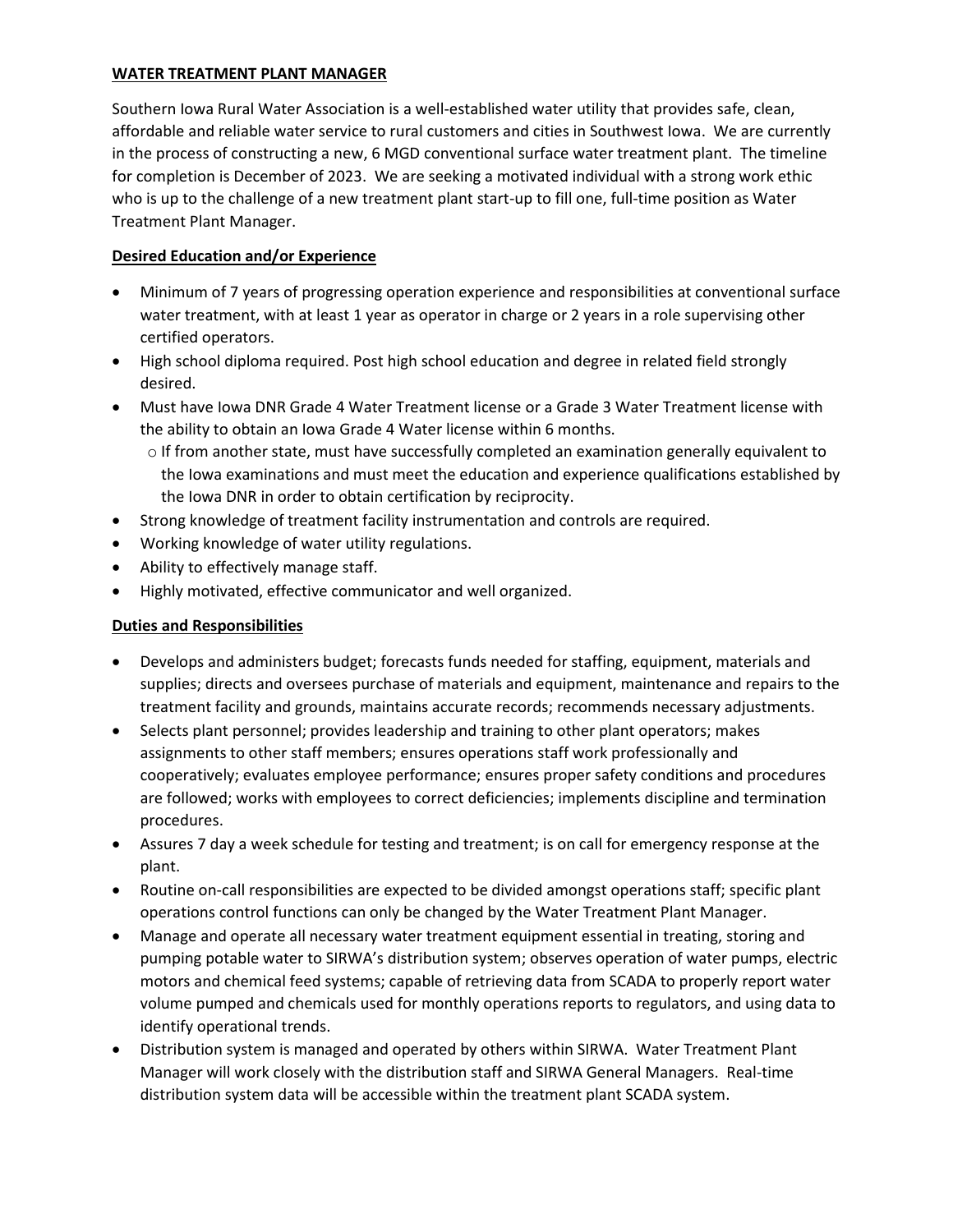**WATER TREATMENT PLANT MANAGER**

Southern Iowa Rural Water Association is a well-established water utility that provides safe, clean, affordable and reliable water service to rural customers and cities in Southwest Iowa. We are currently in the process of constructing a new, 6 MGD conventional surface water treatment plant. The timeline for completion is December of 2023. We are seeking a motivated individual with a strong work ethic who is up to the challenge of a new treatment plant start-up to fill one, full-time position as Water Treatment Plant Manager.

**Desired Education and/or Experience**

- Minimum of 7 years of progressing operation experience and responsibilities at conventional surface water treatment, with at least 1 year as operator in charge or 2 years in a role supervising other certified operators.
- High school diploma required. Post high school education and degree in related field strongly desired.
- Must have Iowa DNR Grade 4 Water Treatment license or a Grade 3 Water Treatment license with the ability to obtain an Iowa Grade 4 Water license within 6 months.
  - If from another state, must have successfully completed an examination generally equivalent to the Iowa examinations and must meet the education and experience qualifications established by the Iowa DNR in order to obtain certification by reciprocity.
- Strong knowledge of treatment facility instrumentation and controls are required.
- Working knowledge of water utility regulations.
- Ability to effectively manage staff.
- Highly motivated, effective communicator and well organized.

**Duties and Responsibilities**

- Develops and administers budget; forecasts funds needed for staffing, equipment, materials and supplies; directs and oversees purchase of materials and equipment, maintenance and repairs to the treatment facility and grounds, maintains accurate records; recommends necessary adjustments.
- Selects plant personnel; provides leadership and training to other plant operators; makes assignments to other staff members; ensures operations staff work professionally and cooperatively; evaluates employee performance; ensures proper safety conditions and procedures are followed; works with employees to correct deficiencies; implements discipline and termination procedures.
- Assures 7 day a week schedule for testing and treatment; is on call for emergency response at the plant.
- Routine on-call responsibilities are expected to be divided amongst operations staff; specific plant operations control functions can only be changed by the Water Treatment Plant Manager.
- Manage and operate all necessary water treatment equipment essential in treating, storing and pumping potable water to SIRWA's distribution system; observes operation of water pumps, electric motors and chemical feed systems; capable of retrieving data from SCADA to properly report water volume pumped and chemicals used for monthly operations reports to regulators, and using data to identify operational trends.
- Distribution system is managed and operated by others within SIRWA. Water Treatment Plant Manager will work closely with the distribution staff and SIRWA General Managers. Real-time distribution system data will be accessible within the treatment plant SCADA system.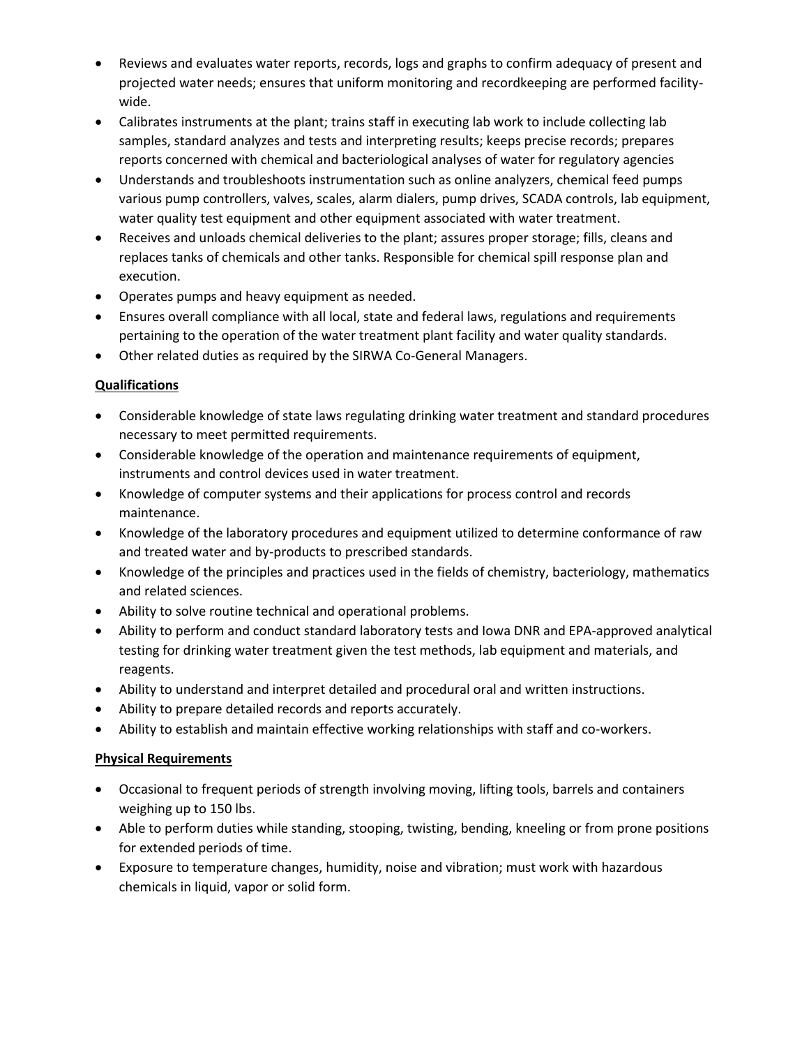- Reviews and evaluates water reports, records, logs and graphs to confirm adequacy of present and projected water needs; ensures that uniform monitoring and recordkeeping are performed facility-wide.
- Calibrates instruments at the plant; trains staff in executing lab work to include collecting lab samples, standard analyzes and tests and interpreting results; keeps precise records; prepares reports concerned with chemical and bacteriological analyses of water for regulatory agencies
- Understands and troubleshoots instrumentation such as online analyzers, chemical feed pumps various pump controllers, valves, scales, alarm dialers, pump drives, SCADA controls, lab equipment, water quality test equipment and other equipment associated with water treatment.
- Receives and unloads chemical deliveries to the plant; assures proper storage; fills, cleans and replaces tanks of chemicals and other tanks. Responsible for chemical spill response plan and execution.
- Operates pumps and heavy equipment as needed.
- Ensures overall compliance with all local, state and federal laws, regulations and requirements pertaining to the operation of the water treatment plant facility and water quality standards.
- Other related duties as required by the SIRWA Co-General Managers.

**Qualifications**

- Considerable knowledge of state laws regulating drinking water treatment and standard procedures necessary to meet permitted requirements.
- Considerable knowledge of the operation and maintenance requirements of equipment, instruments and control devices used in water treatment.
- Knowledge of computer systems and their applications for process control and records maintenance.
- Knowledge of the laboratory procedures and equipment utilized to determine conformance of raw and treated water and by-products to prescribed standards.
- Knowledge of the principles and practices used in the fields of chemistry, bacteriology, mathematics and related sciences.
- Ability to solve routine technical and operational problems.
- Ability to perform and conduct standard laboratory tests and Iowa DNR and EPA-approved analytical testing for drinking water treatment given the test methods, lab equipment and materials, and reagents.
- Ability to understand and interpret detailed and procedural oral and written instructions.
- Ability to prepare detailed records and reports accurately.
- Ability to establish and maintain effective working relationships with staff and co-workers.

**Physical Requirements**

- Occasional to frequent periods of strength involving moving, lifting tools, barrels and containers weighing up to 150 lbs.
- Able to perform duties while standing, stooping, twisting, bending, kneeling or from prone positions for extended periods of time.
- Exposure to temperature changes, humidity, noise and vibration; must work with hazardous chemicals in liquid, vapor or solid form.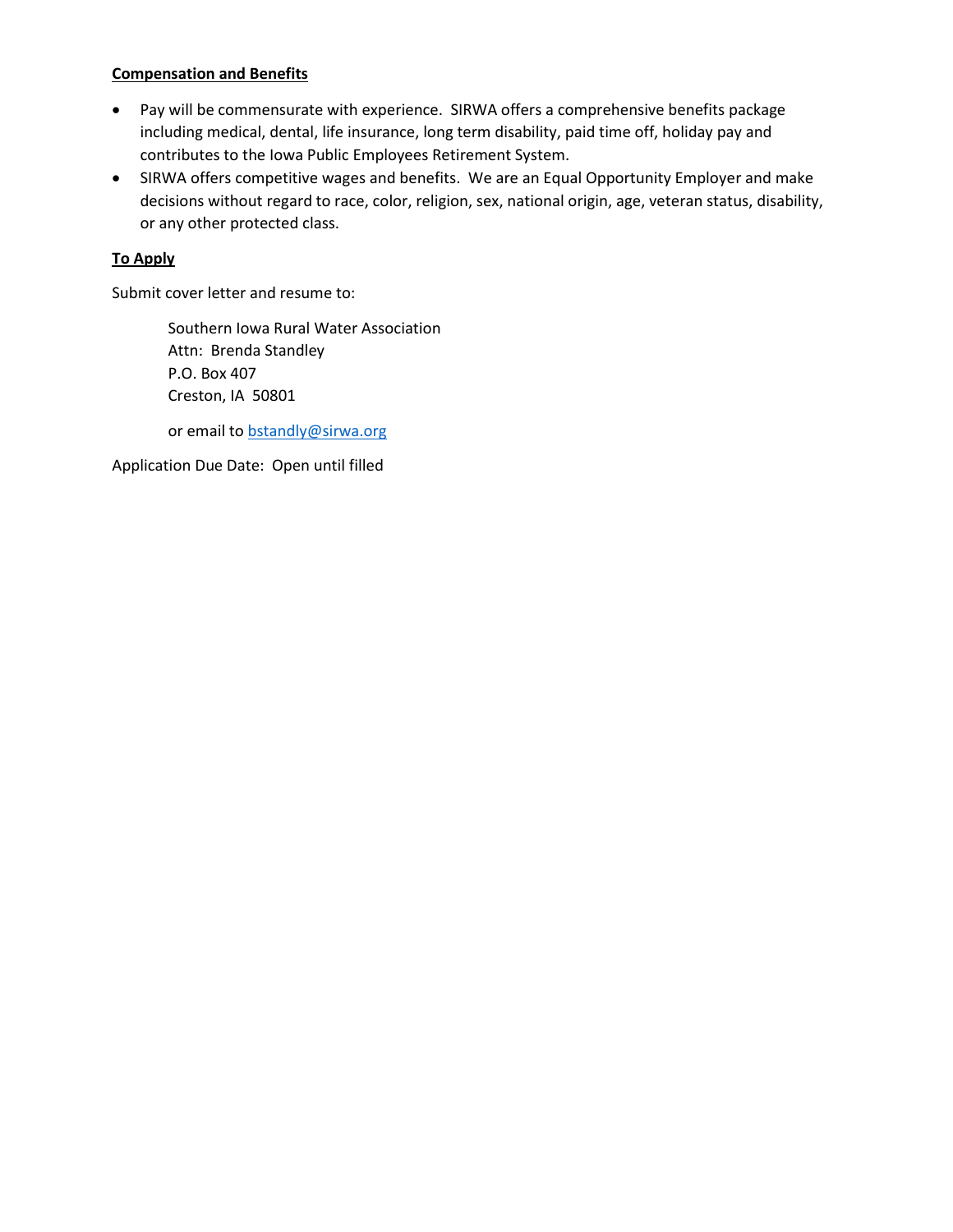**Compensation and Benefits**

- Pay will be commensurate with experience. SIRWA offers a comprehensive benefits package including medical, dental, life insurance, long term disability, paid time off, holiday pay and contributes to the Iowa Public Employees Retirement System.
- SIRWA offers competitive wages and benefits. We are an Equal Opportunity Employer and make decisions without regard to race, color, religion, sex, national origin, age, veteran status, disability, or any other protected class.

**To Apply**

Submit cover letter and resume to:

> Southern Iowa Rural Water Association
> Attn: Brenda Standley
> P.O. Box 407
> Creston, IA 50801
>
> or email to bstandly@sirwa.org

Application Due Date: Open until filled